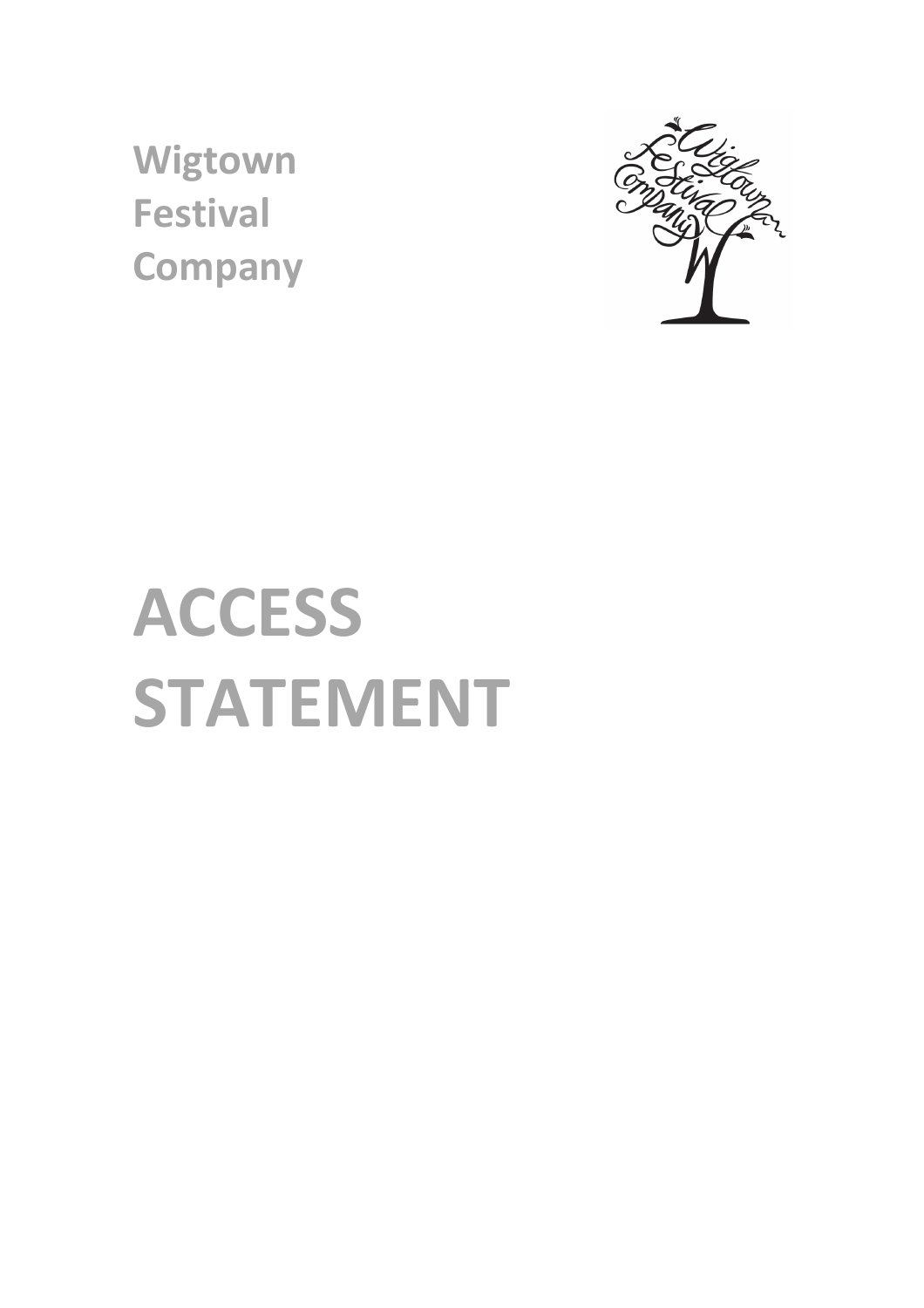**Wigtown Festival Company**

# ACCESS STATEMENT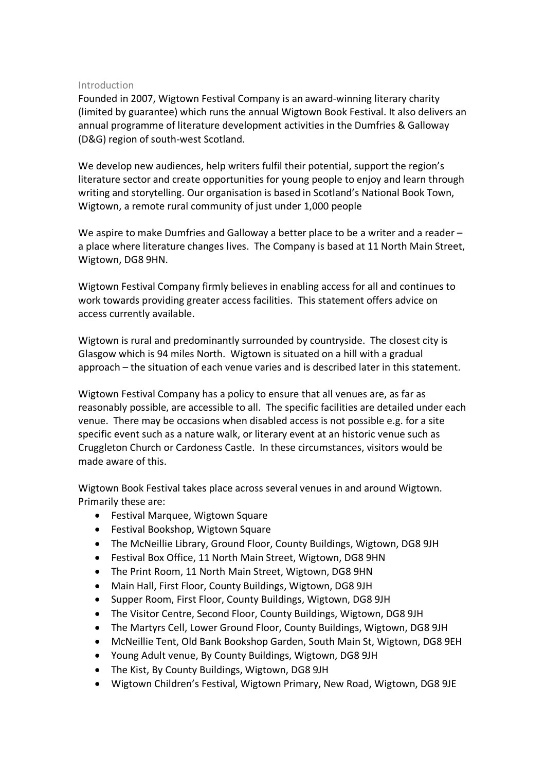## Introduction

Founded in 2007, Wigtown Festival Company is an award-winning literary charity (limited by guarantee) which runs the annual Wigtown Book Festival. It also delivers an annual programme of literature development activities in the Dumfries & Galloway (D&G) region of south-west Scotland.

We develop new audiences, help writers fulfil their potential, support the region's literature sector and create opportunities for young people to enjoy and learn through writing and storytelling. Our organisation is based in Scotland's National Book Town, Wigtown, a remote rural community of just under 1,000 people

We aspire to make Dumfries and Galloway a better place to be a writer and a reader – a place where literature changes lives. The Company is based at 11 North Main Street, Wigtown, DG8 9HN.

Wigtown Festival Company firmly believes in enabling access for all and continues to work towards providing greater access facilities. This statement offers advice on access currently available.

Wigtown is rural and predominantly surrounded by countryside. The closest city is Glasgow which is 94 miles North. Wigtown is situated on a hill with a gradual approach – the situation of each venue varies and is described later in this statement.

Wigtown Festival Company has a policy to ensure that all venues are, as far as reasonably possible, are accessible to all. The specific facilities are detailed under each venue. There may be occasions when disabled access is not possible e.g. for a site specific event such as a nature walk, or literary event at an historic venue such as Cruggleton Church or Cardoness Castle. In these circumstances, visitors would be made aware of this.

Wigtown Book Festival takes place across several venues in and around Wigtown. Primarily these are:

- Festival Marquee, Wigtown Square
- Festival Bookshop, Wigtown Square
- The McNeillie Library, Ground Floor, County Buildings, Wigtown, DG8 9JH
- Festival Box Office, 11 North Main Street, Wigtown, DG8 9HN
- The Print Room, 11 North Main Street, Wigtown, DG8 9HN
- Main Hall, First Floor, County Buildings, Wigtown, DG8 9JH
- Supper Room, First Floor, County Buildings, Wigtown, DG8 9JH
- The Visitor Centre, Second Floor, County Buildings, Wigtown, DG8 9JH
- The Martyrs Cell, Lower Ground Floor, County Buildings, Wigtown, DG8 9JH
- McNeillie Tent, Old Bank Bookshop Garden, South Main St, Wigtown, DG8 9EH
- Young Adult venue, By County Buildings, Wigtown, DG8 9JH
- The Kist, By County Buildings, Wigtown, DG8 9JH
- Wigtown Children's Festival, Wigtown Primary, New Road, Wigtown, DG8 9JE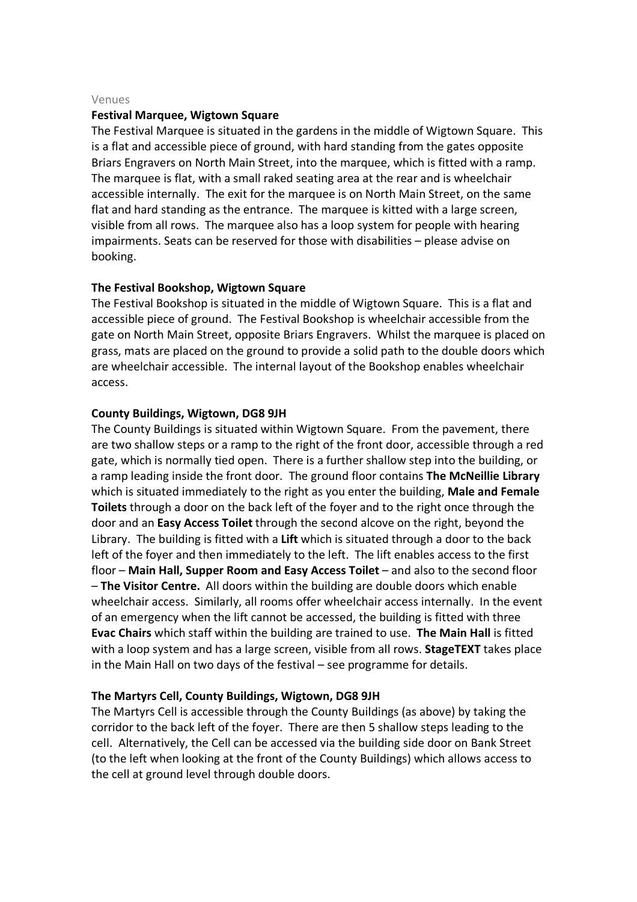Venues

**Festival Marquee, Wigtown Square**

The Festival Marquee is situated in the gardens in the middle of Wigtown Square. This is a flat and accessible piece of ground, with hard standing from the gates opposite Briars Engravers on North Main Street, into the marquee, which is fitted with a ramp. The marquee is flat, with a small raked seating area at the rear and is wheelchair accessible internally. The exit for the marquee is on North Main Street, on the same flat and hard standing as the entrance. The marquee is kitted with a large screen, visible from all rows. The marquee also has a loop system for people with hearing impairments. Seats can be reserved for those with disabilities – please advise on booking.

**The Festival Bookshop, Wigtown Square**

The Festival Bookshop is situated in the middle of Wigtown Square. This is a flat and accessible piece of ground. The Festival Bookshop is wheelchair accessible from the gate on North Main Street, opposite Briars Engravers. Whilst the marquee is placed on grass, mats are placed on the ground to provide a solid path to the double doors which are wheelchair accessible. The internal layout of the Bookshop enables wheelchair access.

**County Buildings, Wigtown, DG8 9JH**

The County Buildings is situated within Wigtown Square. From the pavement, there are two shallow steps or a ramp to the right of the front door, accessible through a red gate, which is normally tied open. There is a further shallow step into the building, or a ramp leading inside the front door. The ground floor contains **The McNeillie Library** which is situated immediately to the right as you enter the building, **Male and Female Toilets** through a door on the back left of the foyer and to the right once through the door and an **Easy Access Toilet** through the second alcove on the right, beyond the Library. The building is fitted with a **Lift** which is situated through a door to the back left of the foyer and then immediately to the left. The lift enables access to the first floor – **Main Hall, Supper Room and Easy Access Toilet** – and also to the second floor – **The Visitor Centre.** All doors within the building are double doors which enable wheelchair access. Similarly, all rooms offer wheelchair access internally. In the event of an emergency when the lift cannot be accessed, the building is fitted with three **Evac Chairs** which staff within the building are trained to use. **The Main Hall** is fitted with a loop system and has a large screen, visible from all rows. **StageTEXT** takes place in the Main Hall on two days of the festival – see programme for details.

**The Martyrs Cell, County Buildings, Wigtown, DG8 9JH**

The Martyrs Cell is accessible through the County Buildings (as above) by taking the corridor to the back left of the foyer. There are then 5 shallow steps leading to the cell. Alternatively, the Cell can be accessed via the building side door on Bank Street (to the left when looking at the front of the County Buildings) which allows access to the cell at ground level through double doors.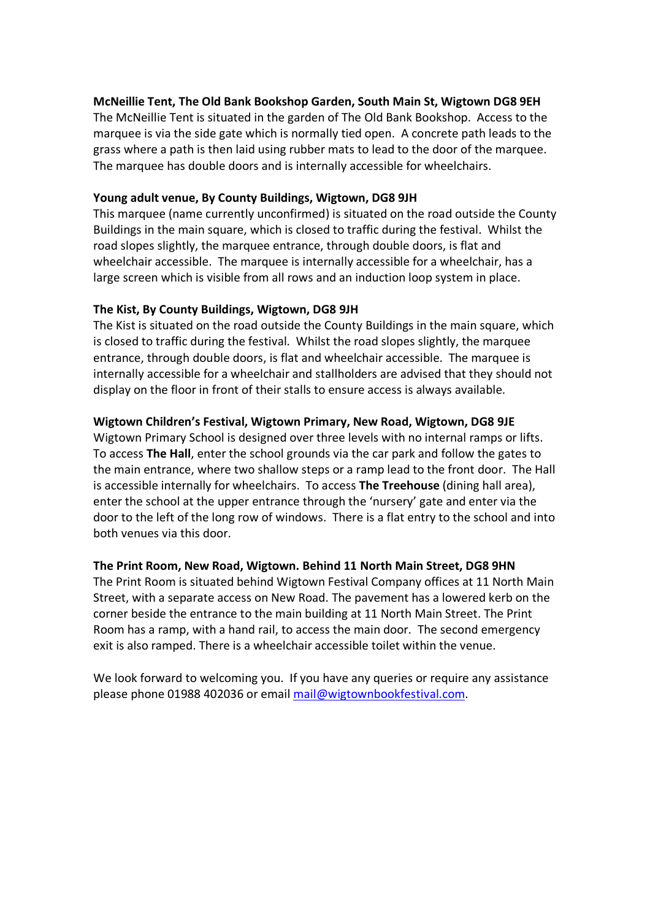**McNeillie Tent, The Old Bank Bookshop Garden, South Main St, Wigtown DG8 9EH**
The McNeillie Tent is situated in the garden of The Old Bank Bookshop. Access to the marquee is via the side gate which is normally tied open. A concrete path leads to the grass where a path is then laid using rubber mats to lead to the door of the marquee. The marquee has double doors and is internally accessible for wheelchairs.

**Young adult venue, By County Buildings, Wigtown, DG8 9JH**
This marquee (name currently unconfirmed) is situated on the road outside the County Buildings in the main square, which is closed to traffic during the festival. Whilst the road slopes slightly, the marquee entrance, through double doors, is flat and wheelchair accessible. The marquee is internally accessible for a wheelchair, has a large screen which is visible from all rows and an induction loop system in place.

**The Kist, By County Buildings, Wigtown, DG8 9JH**
The Kist is situated on the road outside the County Buildings in the main square, which is closed to traffic during the festival. Whilst the road slopes slightly, the marquee entrance, through double doors, is flat and wheelchair accessible. The marquee is internally accessible for a wheelchair and stallholders are advised that they should not display on the floor in front of their stalls to ensure access is always available.

**Wigtown Children's Festival, Wigtown Primary, New Road, Wigtown, DG8 9JE**
Wigtown Primary School is designed over three levels with no internal ramps or lifts. To access **The Hall**, enter the school grounds via the car park and follow the gates to the main entrance, where two shallow steps or a ramp lead to the front door. The Hall is accessible internally for wheelchairs. To access **The Treehouse** (dining hall area), enter the school at the upper entrance through the 'nursery' gate and enter via the door to the left of the long row of windows. There is a flat entry to the school and into both venues via this door.

**The Print Room, New Road, Wigtown. Behind 11 North Main Street, DG8 9HN**
The Print Room is situated behind Wigtown Festival Company offices at 11 North Main Street, with a separate access on New Road. The pavement has a lowered kerb on the corner beside the entrance to the main building at 11 North Main Street. The Print Room has a ramp, with a hand rail, to access the main door. The second emergency exit is also ramped. There is a wheelchair accessible toilet within the venue.

We look forward to welcoming you. If you have any queries or require any assistance please phone 01988 402036 or email mail@wigtownbookfestival.com.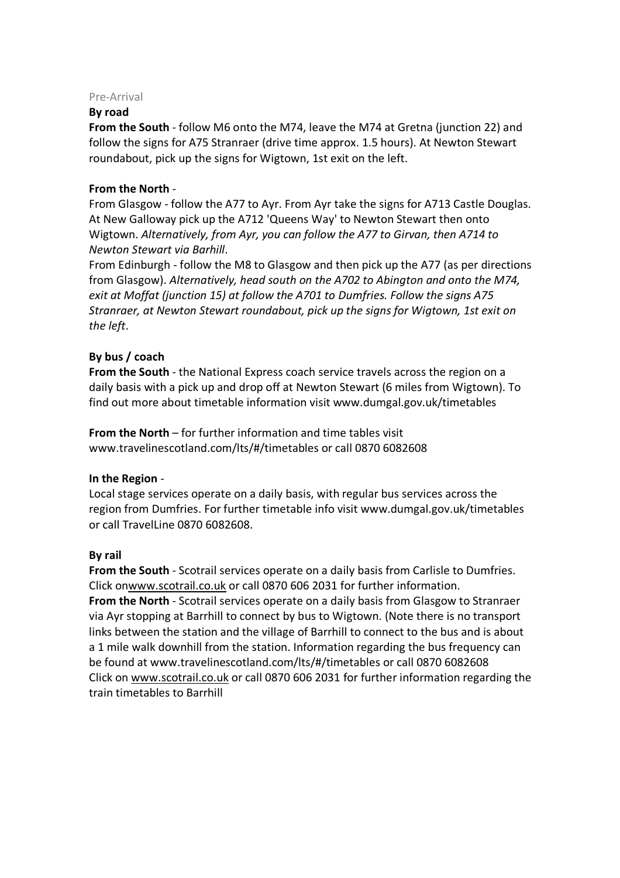Pre-Arrival

**By road**

**From the South** - follow M6 onto the M74, leave the M74 at Gretna (junction 22) and follow the signs for A75 Stranraer (drive time approx. 1.5 hours). At Newton Stewart roundabout, pick up the signs for Wigtown, 1st exit on the left.

**From the North** -

From Glasgow - follow the A77 to Ayr. From Ayr take the signs for A713 Castle Douglas. At New Galloway pick up the A712 'Queens Way' to Newton Stewart then onto Wigtown. *Alternatively, from Ayr, you can follow the A77 to Girvan, then A714 to Newton Stewart via Barhill*.

From Edinburgh - follow the M8 to Glasgow and then pick up the A77 (as per directions from Glasgow). *Alternatively, head south on the A702 to Abington and onto the M74, exit at Moffat (junction 15) at follow the A701 to Dumfries. Follow the signs A75 Stranraer, at Newton Stewart roundabout, pick up the signs for Wigtown, 1st exit on the left*.

**By bus / coach**

**From the South** - the National Express coach service travels across the region on a daily basis with a pick up and drop off at Newton Stewart (6 miles from Wigtown). To find out more about timetable information visit www.dumgal.gov.uk/timetables

**From the North** – for further information and time tables visit www.travelinescotland.com/lts/#/timetables or call 0870 6082608

**In the Region** -

Local stage services operate on a daily basis, with regular bus services across the region from Dumfries. For further timetable info visit www.dumgal.gov.uk/timetables or call TravelLine 0870 6082608.

**By rail**

**From the South** - Scotrail services operate on a daily basis from Carlisle to Dumfries. Click onwww.scotrail.co.uk or call 0870 606 2031 for further information.

**From the North** - Scotrail services operate on a daily basis from Glasgow to Stranraer via Ayr stopping at Barrhill to connect by bus to Wigtown. (Note there is no transport links between the station and the village of Barrhill to connect to the bus and is about a 1 mile walk downhill from the station. Information regarding the bus frequency can be found at www.travelinescotland.com/lts/#/timetables or call 0870 6082608

Click on www.scotrail.co.uk or call 0870 606 2031 for further information regarding the train timetables to Barrhill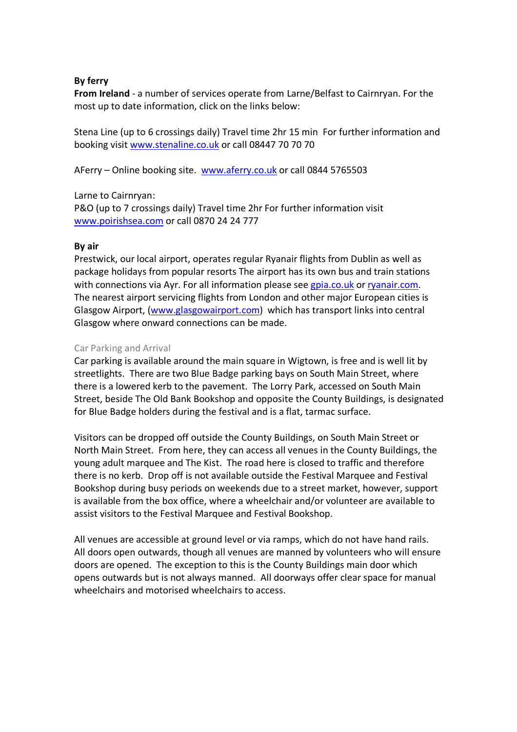**By ferry**

**From Ireland** - a number of services operate from Larne/Belfast to Cairnryan. For the most up to date information, click on the links below:

Stena Line (up to 6 crossings daily) Travel time 2hr 15 min For further information and booking visit [www.stenaline.co.uk](http://www.stenaline.co.uk) or call 08447 70 70 70

AFerry – Online booking site. [www.aferry.co.uk](http://www.aferry.co.uk) or call 0844 5765503

Larne to Cairnryan:
P&O (up to 7 crossings daily) Travel time 2hr For further information visit [www.poirishsea.com](http://www.poirishsea.com) or call 0870 24 24 777

**By air**

Prestwick, our local airport, operates regular Ryanair flights from Dublin as well as package holidays from popular resorts The airport has its own bus and train stations with connections via Ayr. For all information please see [gpia.co.uk](http://gpia.co.uk) or [ryanair.com](http://ryanair.com). The nearest airport servicing flights from London and other major European cities is Glasgow Airport, ([www.glasgowairport.com](http://www.glasgowairport.com)) which has transport links into central Glasgow where onward connections can be made.

## Car Parking and Arrival

Car parking is available around the main square in Wigtown, is free and is well lit by streetlights. There are two Blue Badge parking bays on South Main Street, where there is a lowered kerb to the pavement. The Lorry Park, accessed on South Main Street, beside The Old Bank Bookshop and opposite the County Buildings, is designated for Blue Badge holders during the festival and is a flat, tarmac surface.

Visitors can be dropped off outside the County Buildings, on South Main Street or North Main Street. From here, they can access all venues in the County Buildings, the young adult marquee and The Kist. The road here is closed to traffic and therefore there is no kerb. Drop off is not available outside the Festival Marquee and Festival Bookshop during busy periods on weekends due to a street market, however, support is available from the box office, where a wheelchair and/or volunteer are available to assist visitors to the Festival Marquee and Festival Bookshop.

All venues are accessible at ground level or via ramps, which do not have hand rails. All doors open outwards, though all venues are manned by volunteers who will ensure doors are opened. The exception to this is the County Buildings main door which opens outwards but is not always manned. All doorways offer clear space for manual wheelchairs and motorised wheelchairs to access.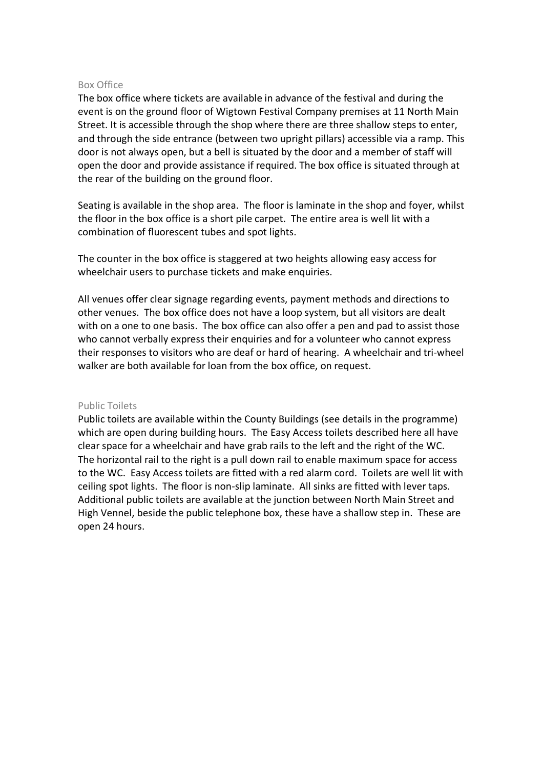## Box Office

The box office where tickets are available in advance of the festival and during the event is on the ground floor of Wigtown Festival Company premises at 11 North Main Street. It is accessible through the shop where there are three shallow steps to enter, and through the side entrance (between two upright pillars) accessible via a ramp. This door is not always open, but a bell is situated by the door and a member of staff will open the door and provide assistance if required. The box office is situated through at the rear of the building on the ground floor.

Seating is available in the shop area. The floor is laminate in the shop and foyer, whilst the floor in the box office is a short pile carpet. The entire area is well lit with a combination of fluorescent tubes and spot lights.

The counter in the box office is staggered at two heights allowing easy access for wheelchair users to purchase tickets and make enquiries.

All venues offer clear signage regarding events, payment methods and directions to other venues. The box office does not have a loop system, but all visitors are dealt with on a one to one basis. The box office can also offer a pen and pad to assist those who cannot verbally express their enquiries and for a volunteer who cannot express their responses to visitors who are deaf or hard of hearing. A wheelchair and tri-wheel walker are both available for loan from the box office, on request.

## Public Toilets

Public toilets are available within the County Buildings (see details in the programme) which are open during building hours. The Easy Access toilets described here all have clear space for a wheelchair and have grab rails to the left and the right of the WC. The horizontal rail to the right is a pull down rail to enable maximum space for access to the WC. Easy Access toilets are fitted with a red alarm cord. Toilets are well lit with ceiling spot lights. The floor is non-slip laminate. All sinks are fitted with lever taps. Additional public toilets are available at the junction between North Main Street and High Vennel, beside the public telephone box, these have a shallow step in. These are open 24 hours.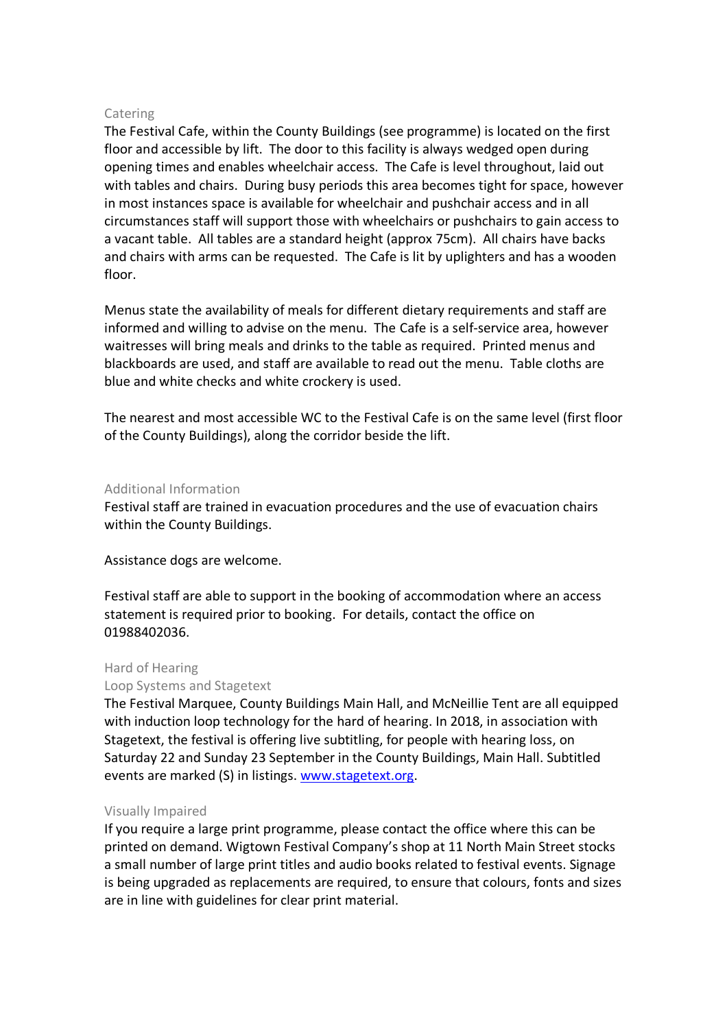## Catering

The Festival Cafe, within the County Buildings (see programme) is located on the first floor and accessible by lift. The door to this facility is always wedged open during opening times and enables wheelchair access. The Cafe is level throughout, laid out with tables and chairs. During busy periods this area becomes tight for space, however in most instances space is available for wheelchair and pushchair access and in all circumstances staff will support those with wheelchairs or pushchairs to gain access to a vacant table. All tables are a standard height (approx 75cm). All chairs have backs and chairs with arms can be requested. The Cafe is lit by uplighters and has a wooden floor.

Menus state the availability of meals for different dietary requirements and staff are informed and willing to advise on the menu. The Cafe is a self-service area, however waitresses will bring meals and drinks to the table as required. Printed menus and blackboards are used, and staff are available to read out the menu. Table cloths are blue and white checks and white crockery is used.

The nearest and most accessible WC to the Festival Cafe is on the same level (first floor of the County Buildings), along the corridor beside the lift.

## Additional Information

Festival staff are trained in evacuation procedures and the use of evacuation chairs within the County Buildings.

Assistance dogs are welcome.

Festival staff are able to support in the booking of accommodation where an access statement is required prior to booking. For details, contact the office on 01988402036.

## Hard of Hearing

### Loop Systems and Stagetext

The Festival Marquee, County Buildings Main Hall, and McNeillie Tent are all equipped with induction loop technology for the hard of hearing. In 2018, in association with Stagetext, the festival is offering live subtitling, for people with hearing loss, on Saturday 22 and Sunday 23 September in the County Buildings, Main Hall. Subtitled events are marked (S) in listings. [www.stagetext.org](http://www.stagetext.org).

## Visually Impaired

If you require a large print programme, please contact the office where this can be printed on demand. Wigtown Festival Company's shop at 11 North Main Street stocks a small number of large print titles and audio books related to festival events. Signage is being upgraded as replacements are required, to ensure that colours, fonts and sizes are in line with guidelines for clear print material.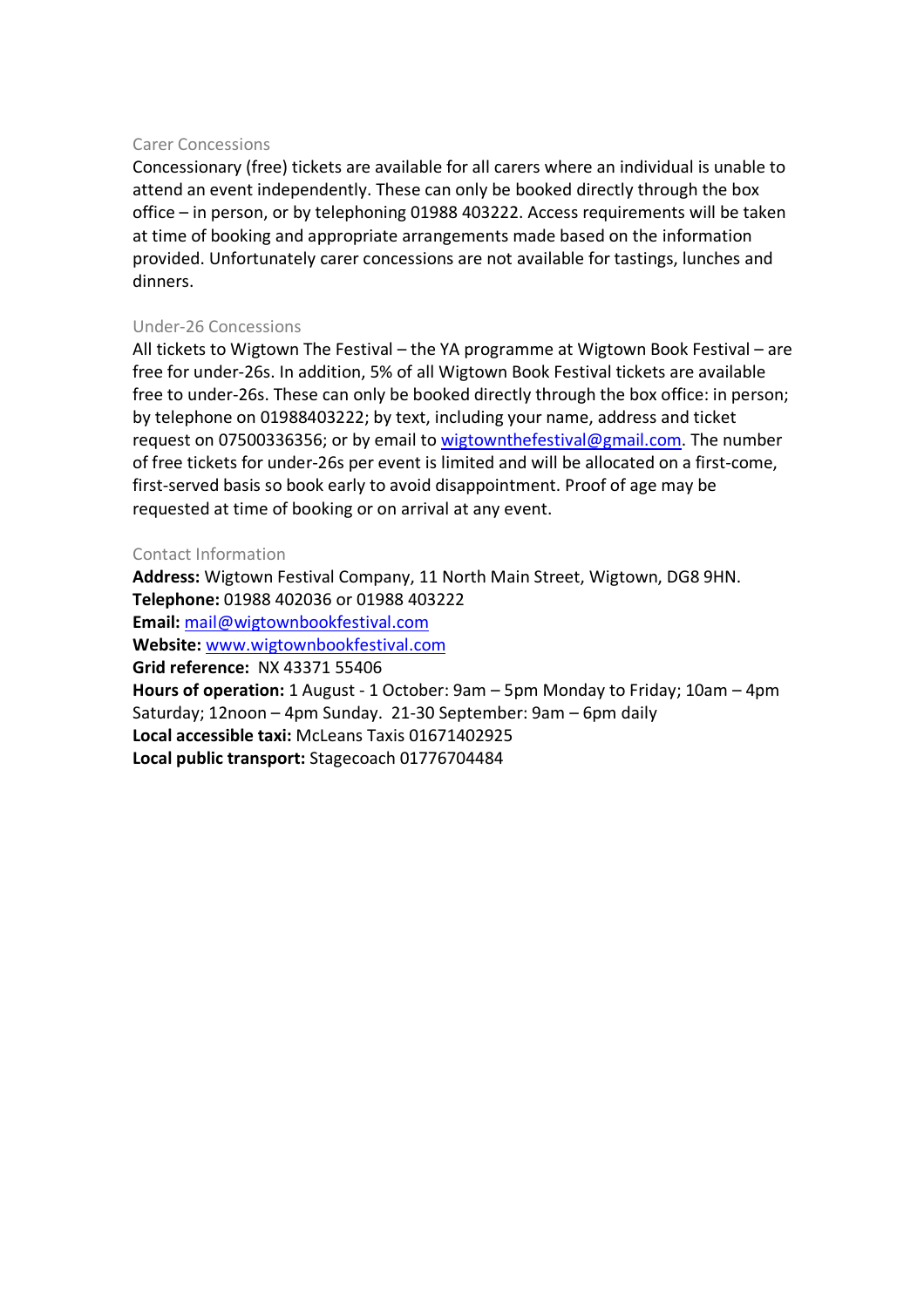### Carer Concessions

Concessionary (free) tickets are available for all carers where an individual is unable to attend an event independently. These can only be booked directly through the box office – in person, or by telephoning 01988 403222. Access requirements will be taken at time of booking and appropriate arrangements made based on the information provided. Unfortunately carer concessions are not available for tastings, lunches and dinners.

### Under-26 Concessions

All tickets to Wigtown The Festival – the YA programme at Wigtown Book Festival – are free for under-26s. In addition, 5% of all Wigtown Book Festival tickets are available free to under-26s. These can only be booked directly through the box office: in person; by telephone on 01988403222; by text, including your name, address and ticket request on 07500336356; or by email to [wigtownthefestival@gmail.com](mailto:wigtownthefestival@gmail.com). The number of free tickets for under-26s per event is limited and will be allocated on a first-come, first-served basis so book early to avoid disappointment. Proof of age may be requested at time of booking or on arrival at any event.

### Contact Information

**Address:** Wigtown Festival Company, 11 North Main Street, Wigtown, DG8 9HN.
**Telephone:** 01988 402036 or 01988 403222
**Email:** [mail@wigtownbookfestival.com](mailto:mail@wigtownbookfestival.com)
**Website:** [www.wigtownbookfestival.com](http://www.wigtownbookfestival.com)
**Grid reference:** NX 43371 55406
**Hours of operation:** 1 August - 1 October: 9am – 5pm Monday to Friday; 10am – 4pm Saturday; 12noon – 4pm Sunday. 21-30 September: 9am – 6pm daily
**Local accessible taxi:** McLeans Taxis 01671402925
**Local public transport:** Stagecoach 01776704484